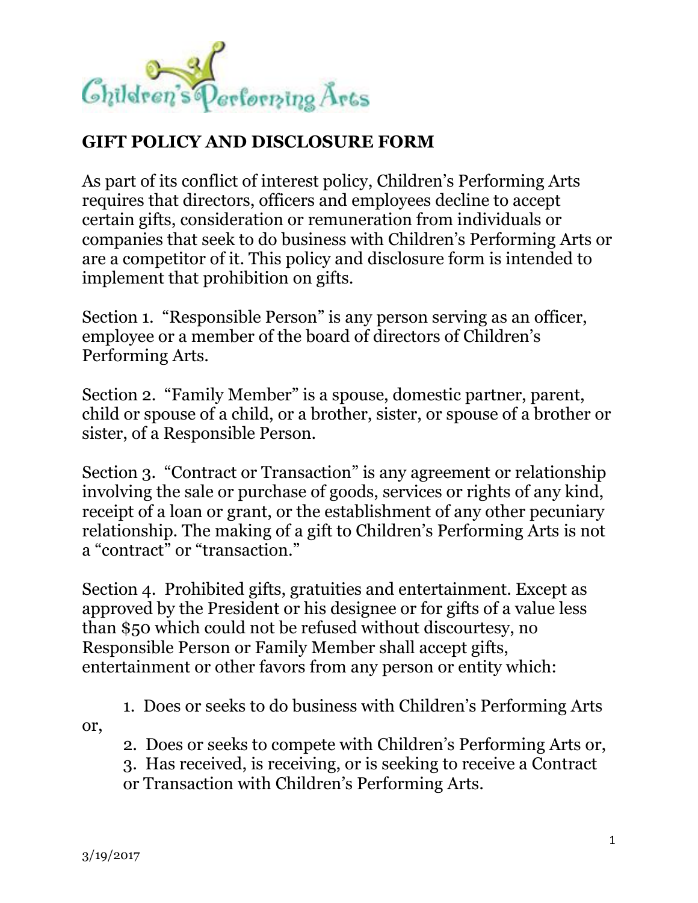Children's Performing Arts

## GIFT POLICY AND DISCLOSURE FORM

As part of its conflict of interest policy, Children's Performing Arts requires that directors, officers and employees decline to accept certain gifts, consideration or remuneration from individuals or companies that seek to do business with Children's Performing Arts or are a competitor of it. This policy and disclosure form is intended to implement that prohibition on gifts.

Section 1. "Responsible Person" is any person serving as an officer, employee or a member of the board of directors of Children's Performing Arts.

Section 2. "Family Member" is a spouse, domestic partner, parent, child or spouse of a child, or a brother, sister, or spouse of a brother or sister, of a Responsible Person.

Section 3. "Contract or Transaction" is any agreement or relationship involving the sale or purchase of goods, services or rights of any kind, receipt of a loan or grant, or the establishment of any other pecuniary relationship. The making of a gift to Children's Performing Arts is not a "contract" or "transaction."

Section 4. Prohibited gifts, gratuities and entertainment. Except as approved by the President or his designee or for gifts of a value less than $50 which could not be refused without discourtesy, no Responsible Person or Family Member shall accept gifts, entertainment or other favors from any person or entity which:

1. Does or seeks to do business with Children's Performing Arts or,
2. Does or seeks to compete with Children's Performing Arts or,
3. Has received, is receiving, or is seeking to receive a Contract or Transaction with Children's Performing Arts.

3/19/2017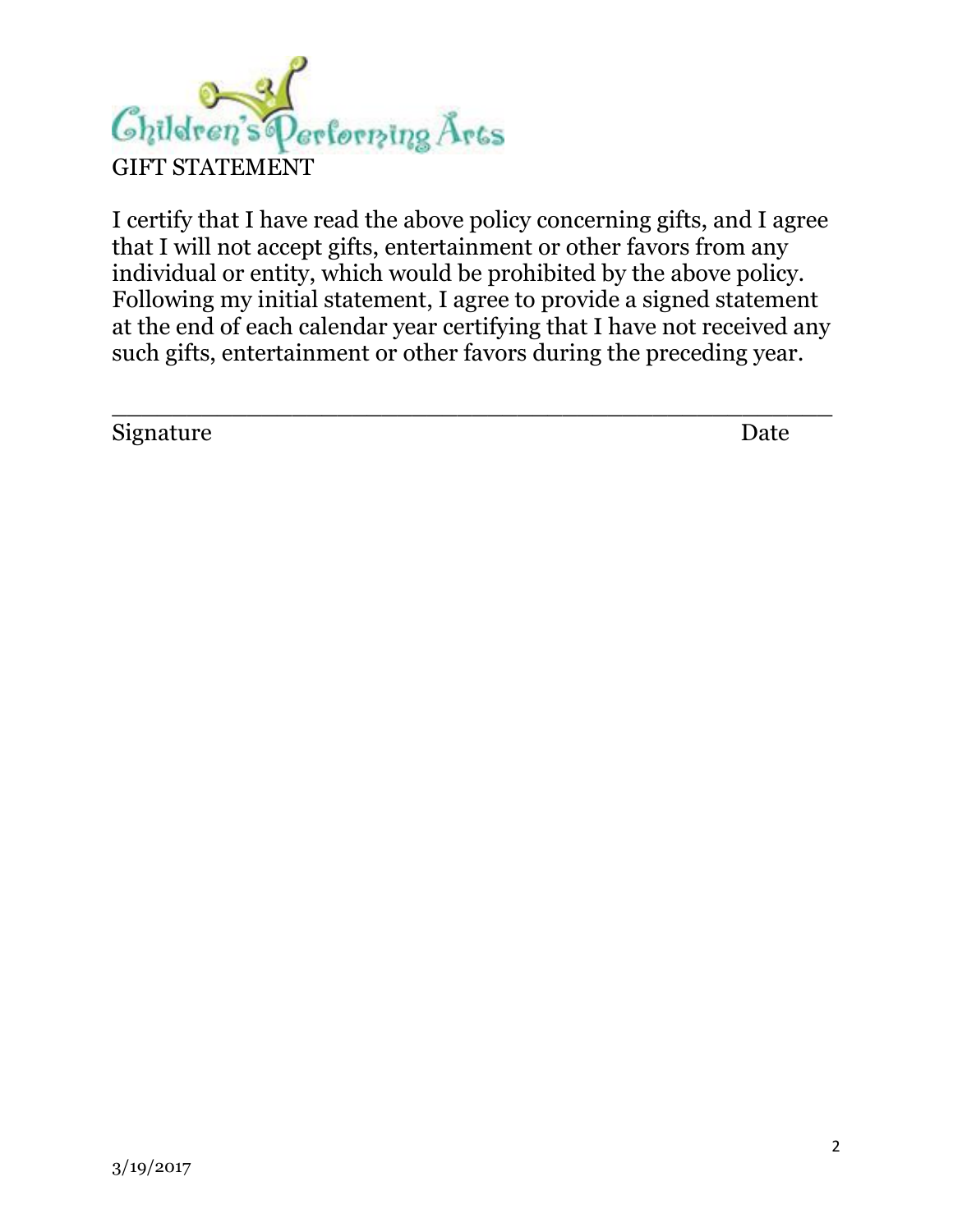Children's Performing Arts

# GIFT STATEMENT

I certify that I have read the above policy concerning gifts, and I agree that I will not accept gifts, entertainment or other favors from any individual or entity, which would be prohibited by the above policy. Following my initial statement, I agree to provide a signed statement at the end of each calendar year certifying that I have not received any such gifts, entertainment or other favors during the preceding year.

_______________________________________________

Signature Date

3/19/2017